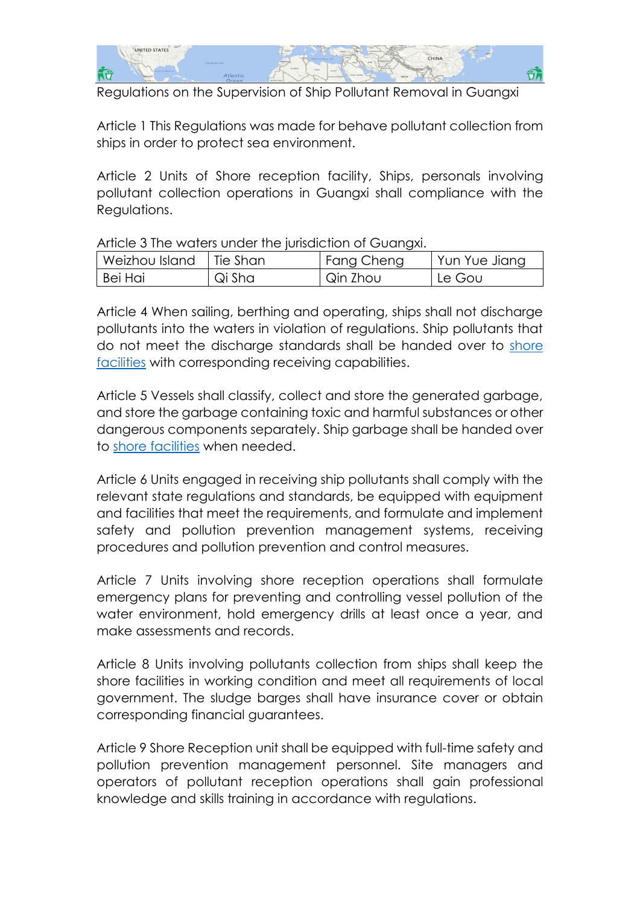Regulations on the Supervision of Ship Pollutant Removal in Guangxi

Article 1 This Regulations was made for behave pollutant collection from ships in order to protect sea environment.

Article 2 Units of Shore reception facility, Ships, personals involving pollutant collection operations in Guangxi shall compliance with the Regulations.

Article 3 The waters under the jurisdiction of Guangxi.

| | | | |
|---|---|---|---|
| Weizhou Island | Tie Shan | Fang Cheng | Yun Yue Jiang |
| Bei Hai | Qi Sha | Qin Zhou | Le Gou |

Article 4 When sailing, berthing and operating, ships shall not discharge pollutants into the waters in violation of regulations. Ship pollutants that do not meet the discharge standards shall be handed over to shore facilities with corresponding receiving capabilities.

Article 5 Vessels shall classify, collect and store the generated garbage, and store the garbage containing toxic and harmful substances or other dangerous components separately. Ship garbage shall be handed over to shore facilities when needed.

Article 6 Units engaged in receiving ship pollutants shall comply with the relevant state regulations and standards, be equipped with equipment and facilities that meet the requirements, and formulate and implement safety and pollution prevention management systems, receiving procedures and pollution prevention and control measures.

Article 7 Units involving shore reception operations shall formulate emergency plans for preventing and controlling vessel pollution of the water environment, hold emergency drills at least once a year, and make assessments and records.

Article 8 Units involving pollutants collection from ships shall keep the shore facilities in working condition and meet all requirements of local government. The sludge barges shall have insurance cover or obtain corresponding financial guarantees.

Article 9 Shore Reception unit shall be equipped with full-time safety and pollution prevention management personnel. Site managers and operators of pollutant reception operations shall gain professional knowledge and skills training in accordance with regulations.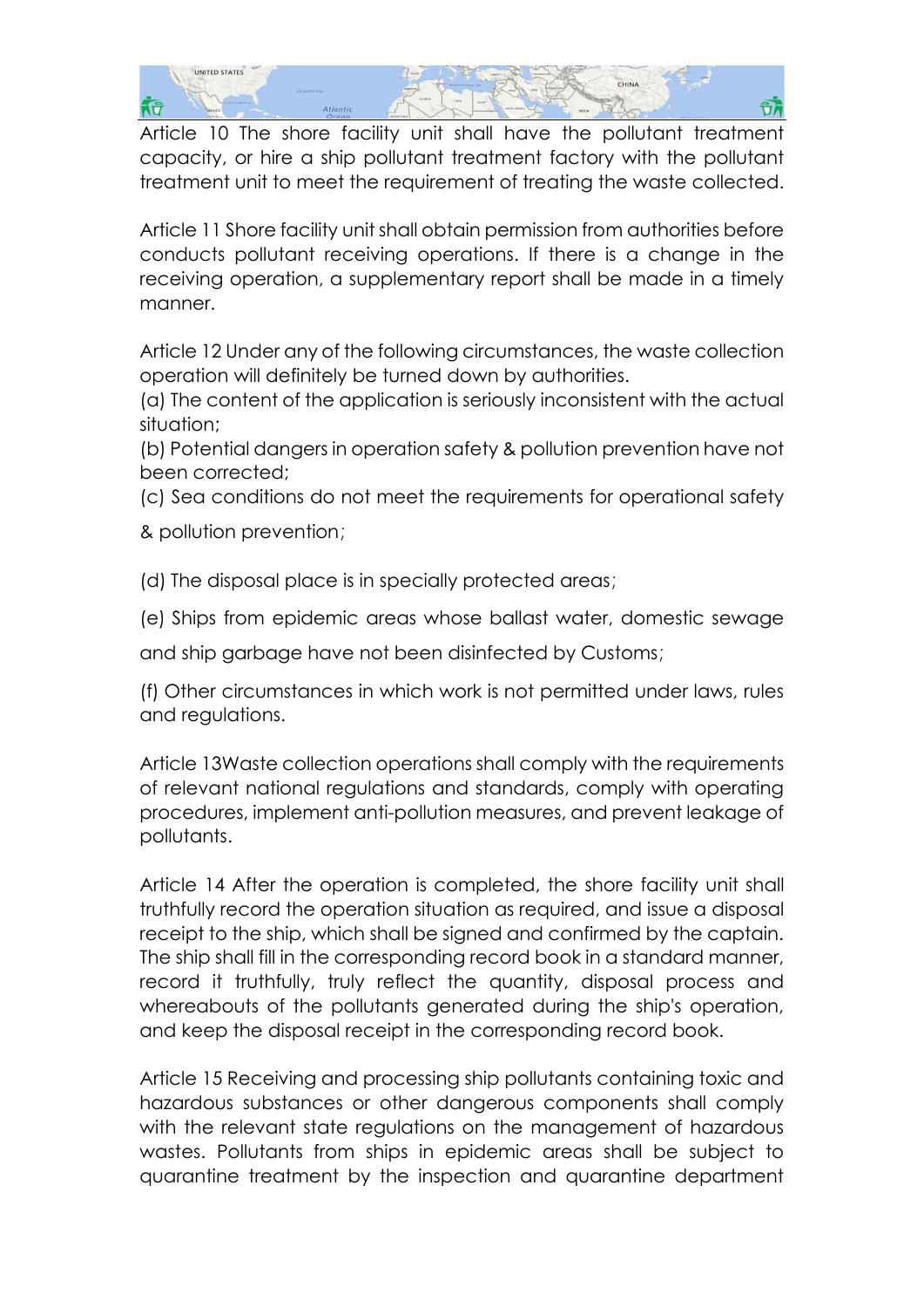Article 10 The shore facility unit shall have the pollutant treatment capacity, or hire a ship pollutant treatment factory with the pollutant treatment unit to meet the requirement of treating the waste collected.

Article 11 Shore facility unit shall obtain permission from authorities before conducts pollutant receiving operations. If there is a change in the receiving operation, a supplementary report shall be made in a timely manner.

Article 12 Under any of the following circumstances, the waste collection operation will definitely be turned down by authorities.

(a) The content of the application is seriously inconsistent with the actual situation;

(b) Potential dangers in operation safety & pollution prevention have not been corrected;

(c) Sea conditions do not meet the requirements for operational safety & pollution prevention;

(d) The disposal place is in specially protected areas;

(e) Ships from epidemic areas whose ballast water, domestic sewage and ship garbage have not been disinfected by Customs;

(f) Other circumstances in which work is not permitted under laws, rules and regulations.

Article 13Waste collection operations shall comply with the requirements of relevant national regulations and standards, comply with operating procedures, implement anti-pollution measures, and prevent leakage of pollutants.

Article 14 After the operation is completed, the shore facility unit shall truthfully record the operation situation as required, and issue a disposal receipt to the ship, which shall be signed and confirmed by the captain. The ship shall fill in the corresponding record book in a standard manner, record it truthfully, truly reflect the quantity, disposal process and whereabouts of the pollutants generated during the ship's operation, and keep the disposal receipt in the corresponding record book.

Article 15 Receiving and processing ship pollutants containing toxic and hazardous substances or other dangerous components shall comply with the relevant state regulations on the management of hazardous wastes. Pollutants from ships in epidemic areas shall be subject to quarantine treatment by the inspection and quarantine department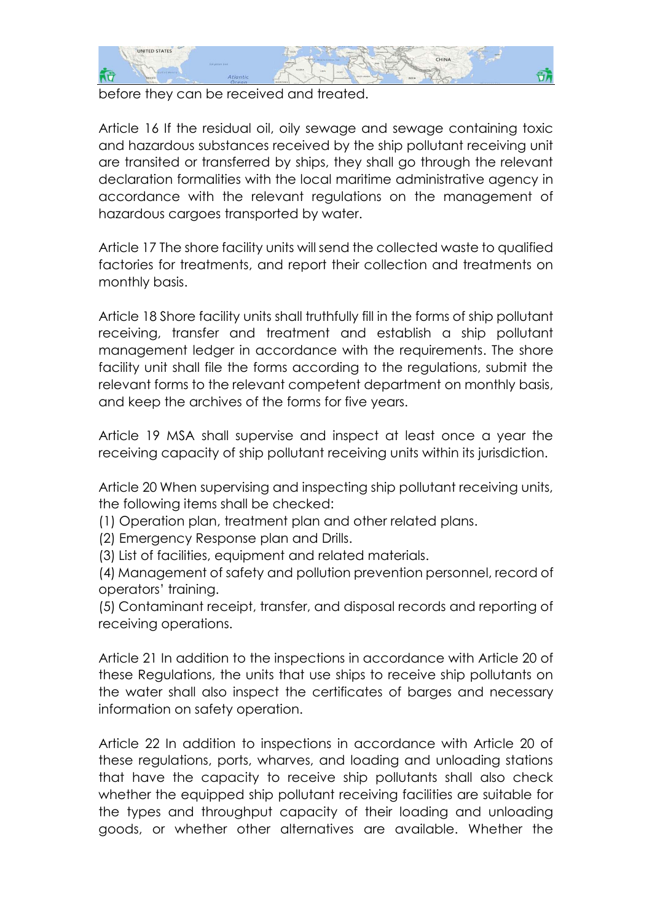before they can be received and treated.

Article 16 If the residual oil, oily sewage and sewage containing toxic and hazardous substances received by the ship pollutant receiving unit are transited or transferred by ships, they shall go through the relevant declaration formalities with the local maritime administrative agency in accordance with the relevant regulations on the management of hazardous cargoes transported by water.

Article 17 The shore facility units will send the collected waste to qualified factories for treatments, and report their collection and treatments on monthly basis.

Article 18 Shore facility units shall truthfully fill in the forms of ship pollutant receiving, transfer and treatment and establish a ship pollutant management ledger in accordance with the requirements. The shore facility unit shall file the forms according to the regulations, submit the relevant forms to the relevant competent department on monthly basis, and keep the archives of the forms for five years.

Article 19 MSA shall supervise and inspect at least once a year the receiving capacity of ship pollutant receiving units within its jurisdiction.

Article 20 When supervising and inspecting ship pollutant receiving units, the following items shall be checked:

(1) Operation plan, treatment plan and other related plans.
(2) Emergency Response plan and Drills.
(3) List of facilities, equipment and related materials.
(4) Management of safety and pollution prevention personnel, record of operators' training.
(5) Contaminant receipt, transfer, and disposal records and reporting of receiving operations.

Article 21 In addition to the inspections in accordance with Article 20 of these Regulations, the units that use ships to receive ship pollutants on the water shall also inspect the certificates of barges and necessary information on safety operation.

Article 22 In addition to inspections in accordance with Article 20 of these regulations, ports, wharves, and loading and unloading stations that have the capacity to receive ship pollutants shall also check whether the equipped ship pollutant receiving facilities are suitable for the types and throughput capacity of their loading and unloading goods, or whether other alternatives are available. Whether the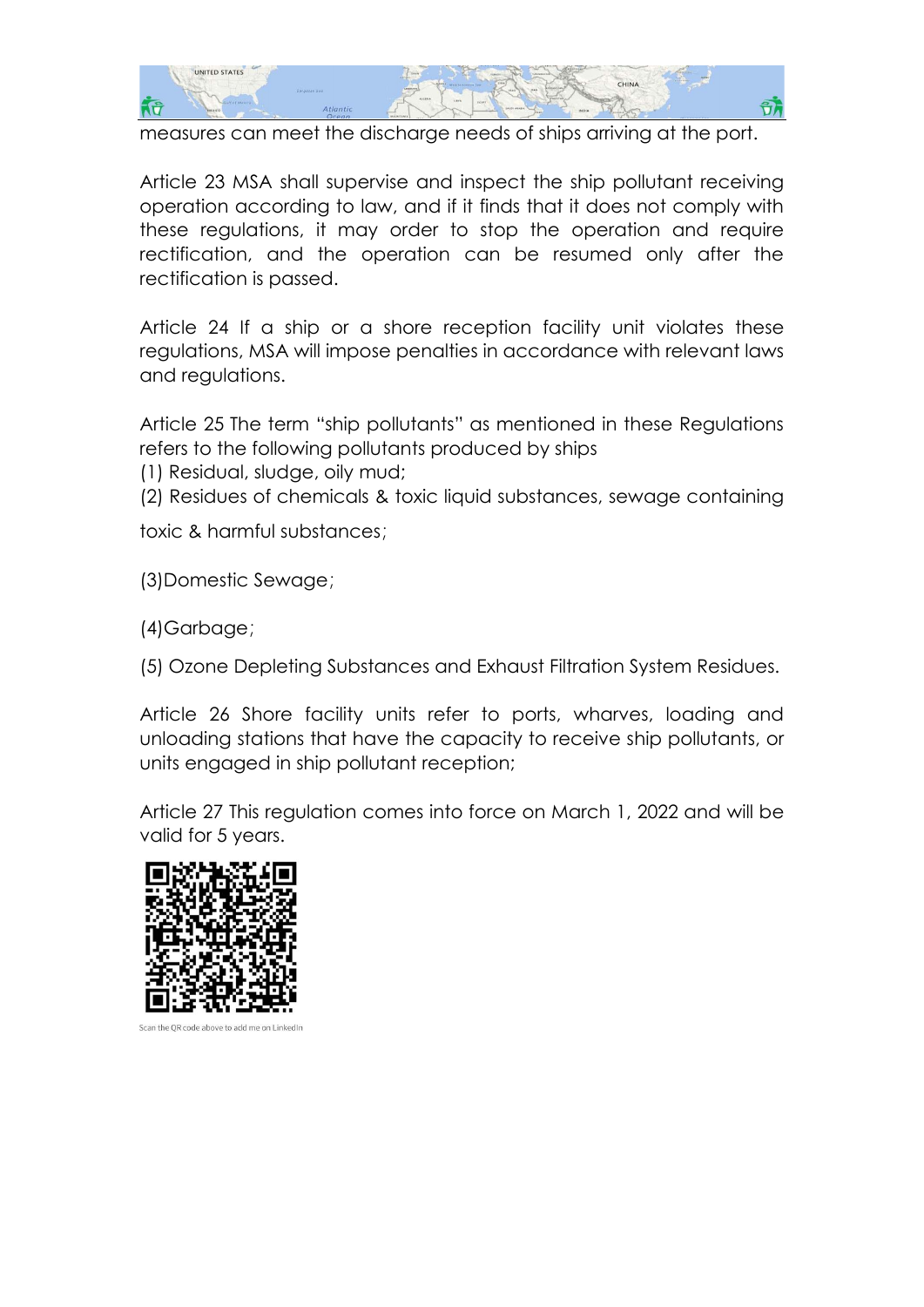measures can meet the discharge needs of ships arriving at the port.

Article 23 MSA shall supervise and inspect the ship pollutant receiving operation according to law, and if it finds that it does not comply with these regulations, it may order to stop the operation and require rectification, and the operation can be resumed only after the rectification is passed.

Article 24 If a ship or a shore reception facility unit violates these regulations, MSA will impose penalties in accordance with relevant laws and regulations.

Article 25 The term "ship pollutants" as mentioned in these Regulations refers to the following pollutants produced by ships

(1) Residual, sludge, oily mud;

(2) Residues of chemicals & toxic liquid substances, sewage containing toxic & harmful substances;

(3)Domestic Sewage;

(4)Garbage;

(5) Ozone Depleting Substances and Exhaust Filtration System Residues.

Article 26 Shore facility units refer to ports, wharves, loading and unloading stations that have the capacity to receive ship pollutants, or units engaged in ship pollutant reception;

Article 27 This regulation comes into force on March 1, 2022 and will be valid for 5 years.

Scan the QR code above to add me on LinkedIn